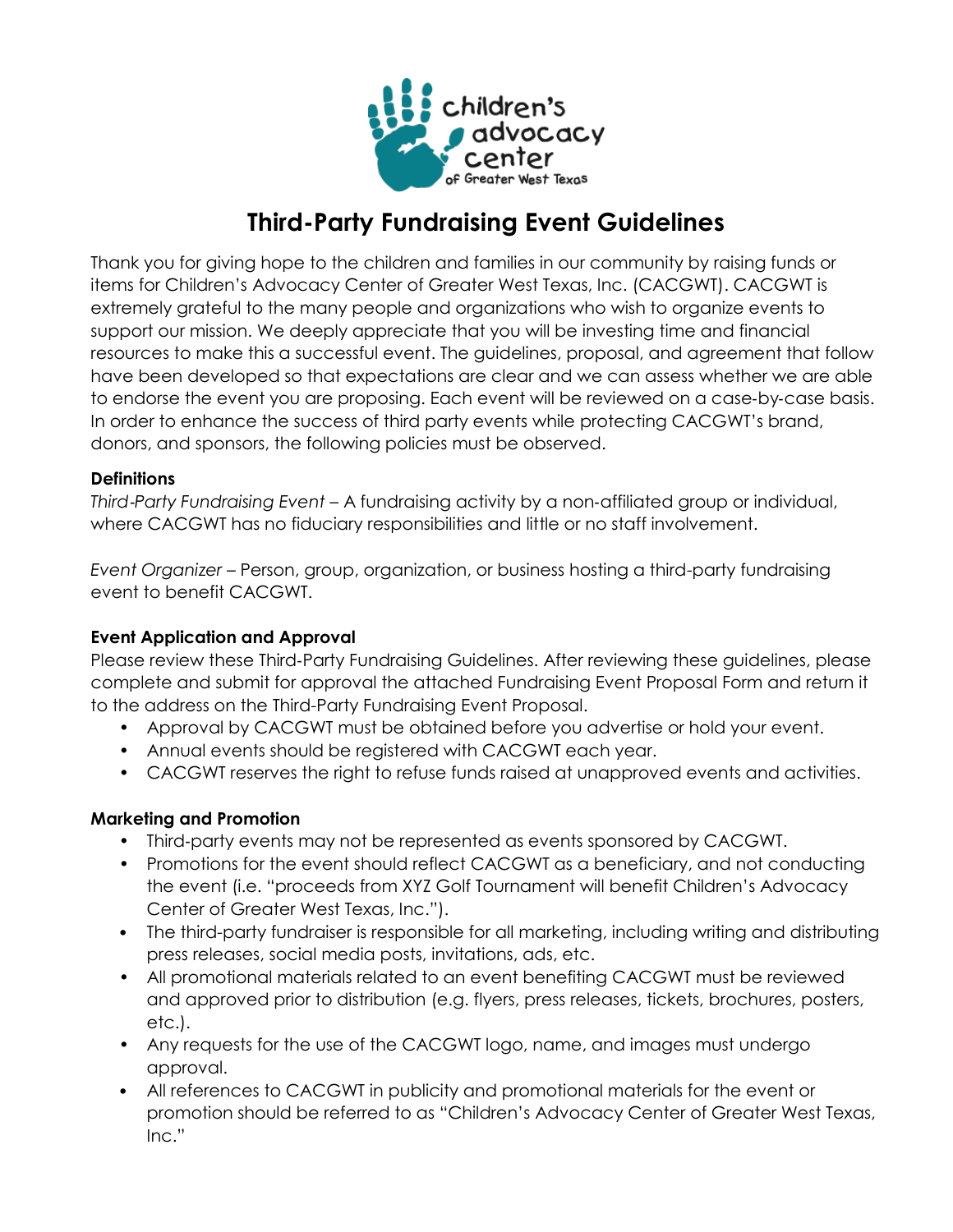# Third-Party Fundraising Event Guidelines

Thank you for giving hope to the children and families in our community by raising funds or items for Children's Advocacy Center of Greater West Texas, Inc. (CACGWT). CACGWT is extremely grateful to the many people and organizations who wish to organize events to support our mission. We deeply appreciate that you will be investing time and financial resources to make this a successful event. The guidelines, proposal, and agreement that follow have been developed so that expectations are clear and we can assess whether we are able to endorse the event you are proposing. Each event will be reviewed on a case-by-case basis. In order to enhance the success of third party events while protecting CACGWT's brand, donors, and sponsors, the following policies must be observed.

**Definitions**

*Third-Party Fundraising Event* – A fundraising activity by a non-affiliated group or individual, where CACGWT has no fiduciary responsibilities and little or no staff involvement.

*Event Organizer* – Person, group, organization, or business hosting a third-party fundraising event to benefit CACGWT.

**Event Application and Approval**

Please review these Third-Party Fundraising Guidelines. After reviewing these guidelines, please complete and submit for approval the attached Fundraising Event Proposal Form and return it to the address on the Third-Party Fundraising Event Proposal.

- Approval by CACGWT must be obtained before you advertise or hold your event.
- Annual events should be registered with CACGWT each year.
- CACGWT reserves the right to refuse funds raised at unapproved events and activities.

**Marketing and Promotion**

- Third-party events may not be represented as events sponsored by CACGWT.
- Promotions for the event should reflect CACGWT as a beneficiary, and not conducting the event (i.e. "proceeds from XYZ Golf Tournament will benefit Children's Advocacy Center of Greater West Texas, Inc.").
- The third-party fundraiser is responsible for all marketing, including writing and distributing press releases, social media posts, invitations, ads, etc.
- All promotional materials related to an event benefiting CACGWT must be reviewed and approved prior to distribution (e.g. flyers, press releases, tickets, brochures, posters, etc.).
- Any requests for the use of the CACGWT logo, name, and images must undergo approval.
- All references to CACGWT in publicity and promotional materials for the event or promotion should be referred to as "Children's Advocacy Center of Greater West Texas, Inc."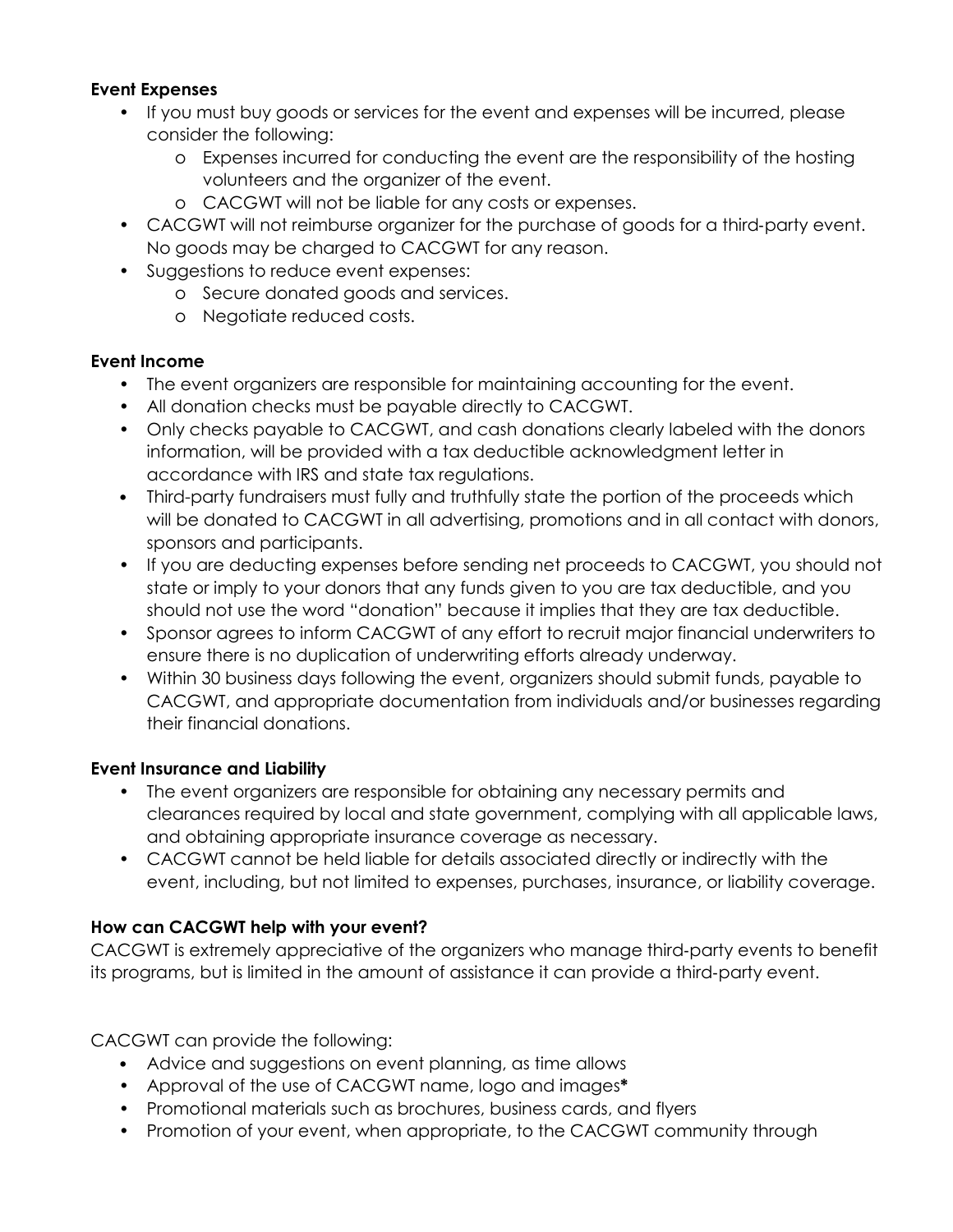**Event Expenses**

- If you must buy goods or services for the event and expenses will be incurred, please consider the following:
    - Expenses incurred for conducting the event are the responsibility of the hosting volunteers and the organizer of the event.
    - CACGWT will not be liable for any costs or expenses.
- CACGWT will not reimburse organizer for the purchase of goods for a third-party event. No goods may be charged to CACGWT for any reason.
- Suggestions to reduce event expenses:
    - Secure donated goods and services.
    - Negotiate reduced costs.

**Event Income**

- The event organizers are responsible for maintaining accounting for the event.
- All donation checks must be payable directly to CACGWT.
- Only checks payable to CACGWT, and cash donations clearly labeled with the donors information, will be provided with a tax deductible acknowledgment letter in accordance with IRS and state tax regulations.
- Third-party fundraisers must fully and truthfully state the portion of the proceeds which will be donated to CACGWT in all advertising, promotions and in all contact with donors, sponsors and participants.
- If you are deducting expenses before sending net proceeds to CACGWT, you should not state or imply to your donors that any funds given to you are tax deductible, and you should not use the word "donation" because it implies that they are tax deductible.
- Sponsor agrees to inform CACGWT of any effort to recruit major financial underwriters to ensure there is no duplication of underwriting efforts already underway.
- Within 30 business days following the event, organizers should submit funds, payable to CACGWT, and appropriate documentation from individuals and/or businesses regarding their financial donations.

**Event Insurance and Liability**

- The event organizers are responsible for obtaining any necessary permits and clearances required by local and state government, complying with all applicable laws, and obtaining appropriate insurance coverage as necessary.
- CACGWT cannot be held liable for details associated directly or indirectly with the event, including, but not limited to expenses, purchases, insurance, or liability coverage.

**How can CACGWT help with your event?**

CACGWT is extremely appreciative of the organizers who manage third-party events to benefit its programs, but is limited in the amount of assistance it can provide a third-party event.

CACGWT can provide the following:

- Advice and suggestions on event planning, as time allows
- Approval of the use of CACGWT name, logo and images**\***
- Promotional materials such as brochures, business cards, and flyers
- Promotion of your event, when appropriate, to the CACGWT community through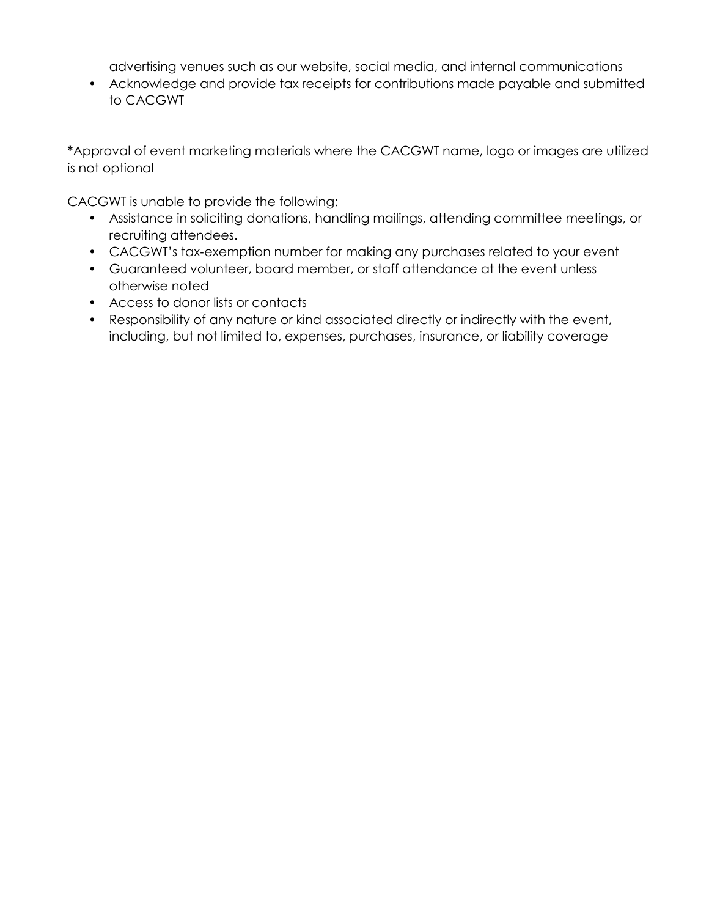advertising venues such as our website, social media, and internal communications

- Acknowledge and provide tax receipts for contributions made payable and submitted to CACGWT

**\***Approval of event marketing materials where the CACGWT name, logo or images are utilized is not optional

CACGWT is unable to provide the following:

- Assistance in soliciting donations, handling mailings, attending committee meetings, or recruiting attendees.
- CACGWT's tax-exemption number for making any purchases related to your event
- Guaranteed volunteer, board member, or staff attendance at the event unless otherwise noted
- Access to donor lists or contacts
- Responsibility of any nature or kind associated directly or indirectly with the event, including, but not limited to, expenses, purchases, insurance, or liability coverage